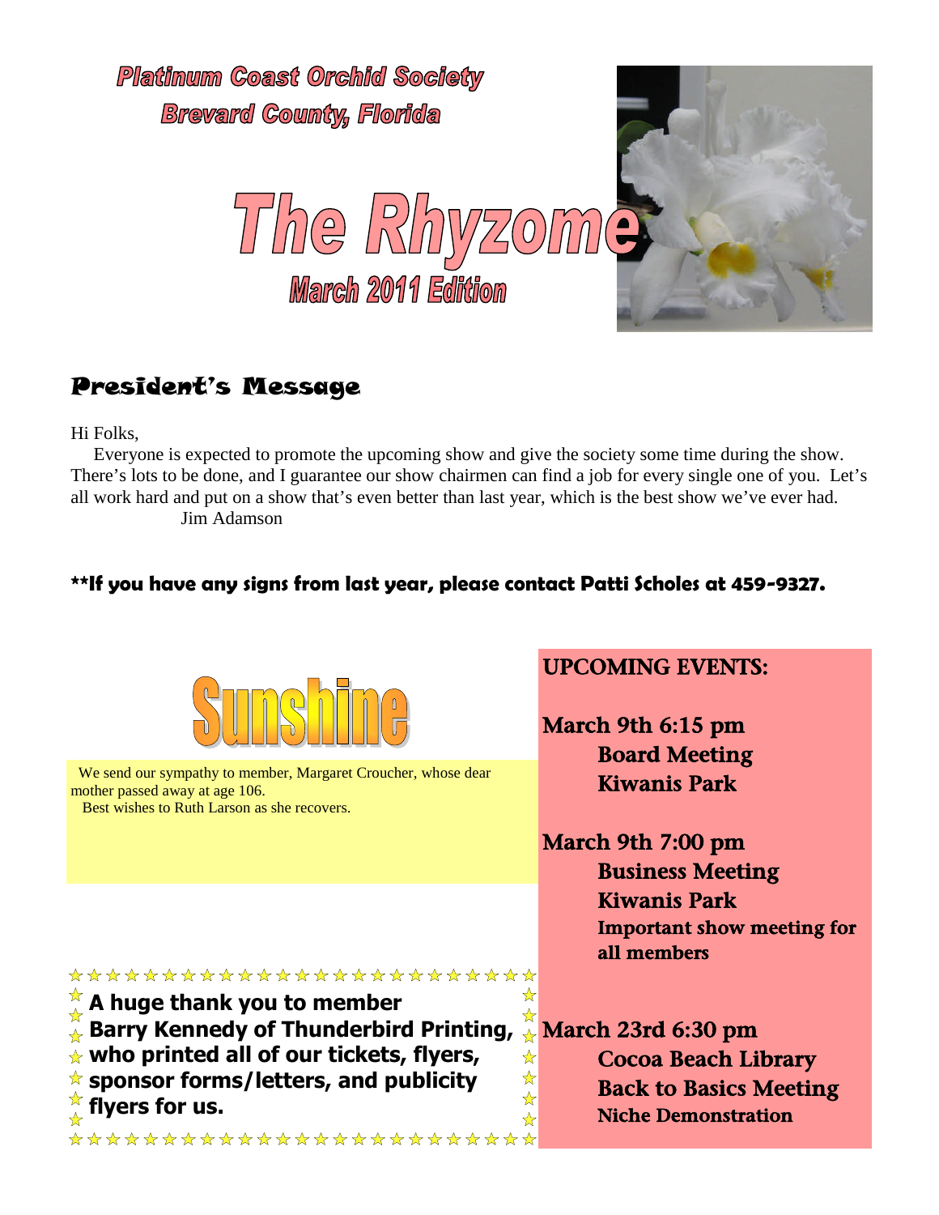# Platinum Coast Orchid Society
## Brevard County, Florida

# The Rhyzome
## March 2011 Edition

## President's Message

Hi Folks,

Everyone is expected to promote the upcoming show and give the society some time during the show. There's lots to be done, and I guarantee our show chairmen can find a job for every single one of you. Let's all work hard and put on a show that's even better than last year, which is the best show we've ever had.

Jim Adamson

**\*\*If you have any signs from last year, please contact Patti Scholes at 459-9327.**

## Sunshine

We send our sympathy to member, Margaret Croucher, whose dear mother passed away at age 106.

Best wishes to Ruth Larson as she recovers.

**A huge thank you to member Barry Kennedy of Thunderbird Printing, who printed all of our tickets, flyers, sponsor forms/letters, and publicity flyers for us.**

## UPCOMING EVENTS:

**March 9th 6:15 pm**
**Board Meeting**
**Kiwanis Park**

**March 9th 7:00 pm**
**Business Meeting**
**Kiwanis Park**
**Important show meeting for all members**

**March 23rd 6:30 pm**
**Cocoa Beach Library**
**Back to Basics Meeting**
**Niche Demonstration**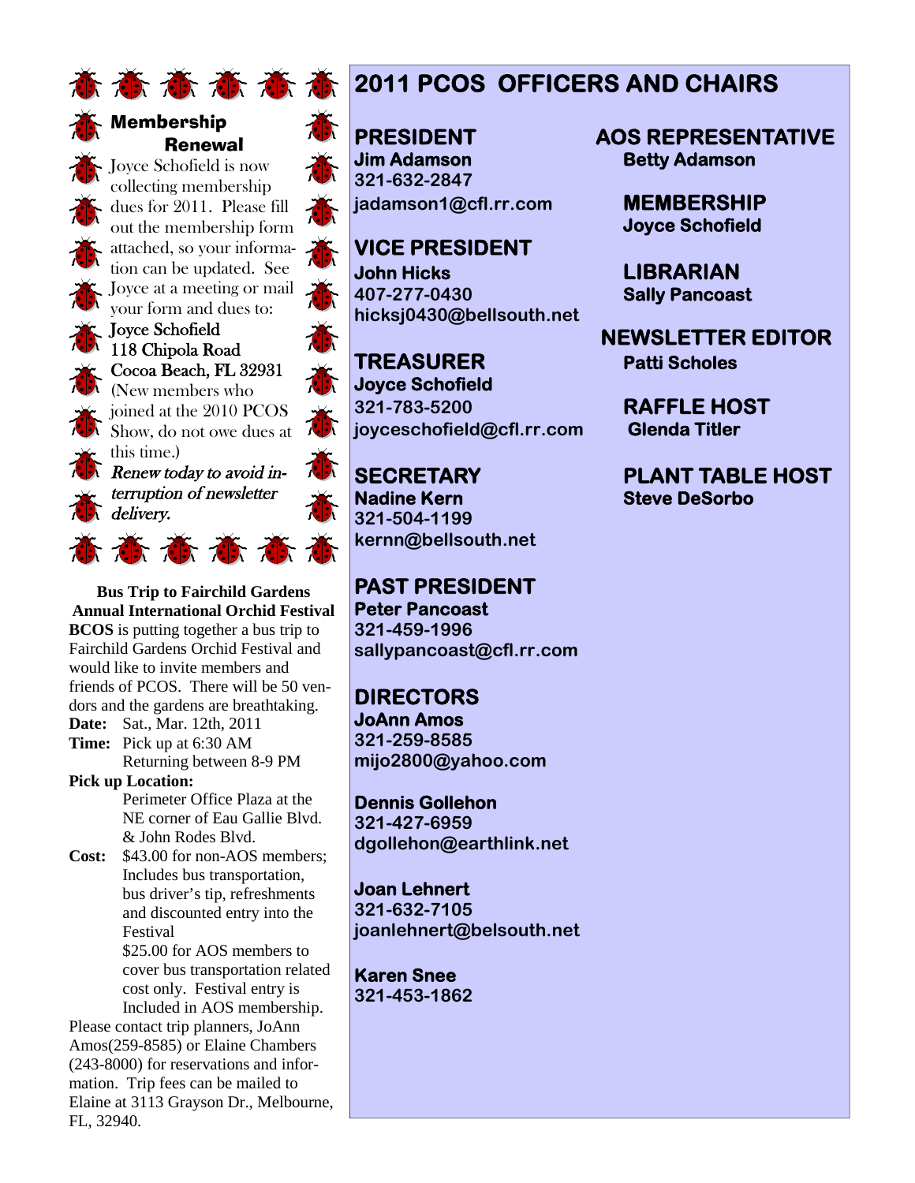## Membership Renewal

Joyce Schofield is now collecting membership dues for 2011. Please fill out the membership form attached, so your information can be updated. See Joyce at a meeting or mail your form and dues to:

Joyce Schofield
118 Chipola Road
Cocoa Beach, FL 32931

(New members who joined at the 2010 PCOS Show, do not owe dues at this time.)

*Renew today to avoid interruption of newsletter delivery.*

**Bus Trip to Fairchild Gardens**
**Annual International Orchid Festival**

**BCOS** is putting together a bus trip to Fairchild Gardens Orchid Festival and would like to invite members and friends of PCOS. There will be 50 vendors and the gardens are breathtaking.

**Date:** Sat., Mar. 12th, 2011

**Time:** Pick up at 6:30 AM
Returning between 8-9 PM

**Pick up Location:**
Perimeter Office Plaza at the NE corner of Eau Gallie Blvd. & John Rodes Blvd.

**Cost:** $43.00 for non-AOS members; Includes bus transportation, bus driver's tip, refreshments and discounted entry into the Festival
$25.00 for AOS members to cover bus transportation related cost only. Festival entry is Included in AOS membership.

Please contact trip planners, JoAnn Amos(259-8585) or Elaine Chambers (243-8000) for reservations and information. Trip fees can be mailed to Elaine at 3113 Grayson Dr., Melbourne, FL, 32940.

# 2011 PCOS OFFICERS AND CHAIRS

**PRESIDENT**
Jim Adamson
321-632-2847
jadamson1@cfl.rr.com

**VICE PRESIDENT**
John Hicks
407-277-0430
hicksj0430@bellsouth.net

**TREASURER**
Joyce Schofield
321-783-5200
joyceschofield@cfl.rr.com

**SECRETARY**
Nadine Kern
321-504-1199
kernn@bellsouth.net

**PAST PRESIDENT**
Peter Pancoast
321-459-1996
sallypancoast@cfl.rr.com

**DIRECTORS**

JoAnn Amos
321-259-8585
mijo2800@yahoo.com

Dennis Gollehon
321-427-6959
dgollehon@earthlink.net

Joan Lehnert
321-632-7105
joanlehnert@belsouth.net

Karen Snee
321-453-1862

**AOS REPRESENTATIVE**
Betty Adamson

**MEMBERSHIP**
Joyce Schofield

**LIBRARIAN**
Sally Pancoast

**NEWSLETTER EDITOR**
Patti Scholes

**RAFFLE HOST**
Glenda Titler

**PLANT TABLE HOST**
Steve DeSorbo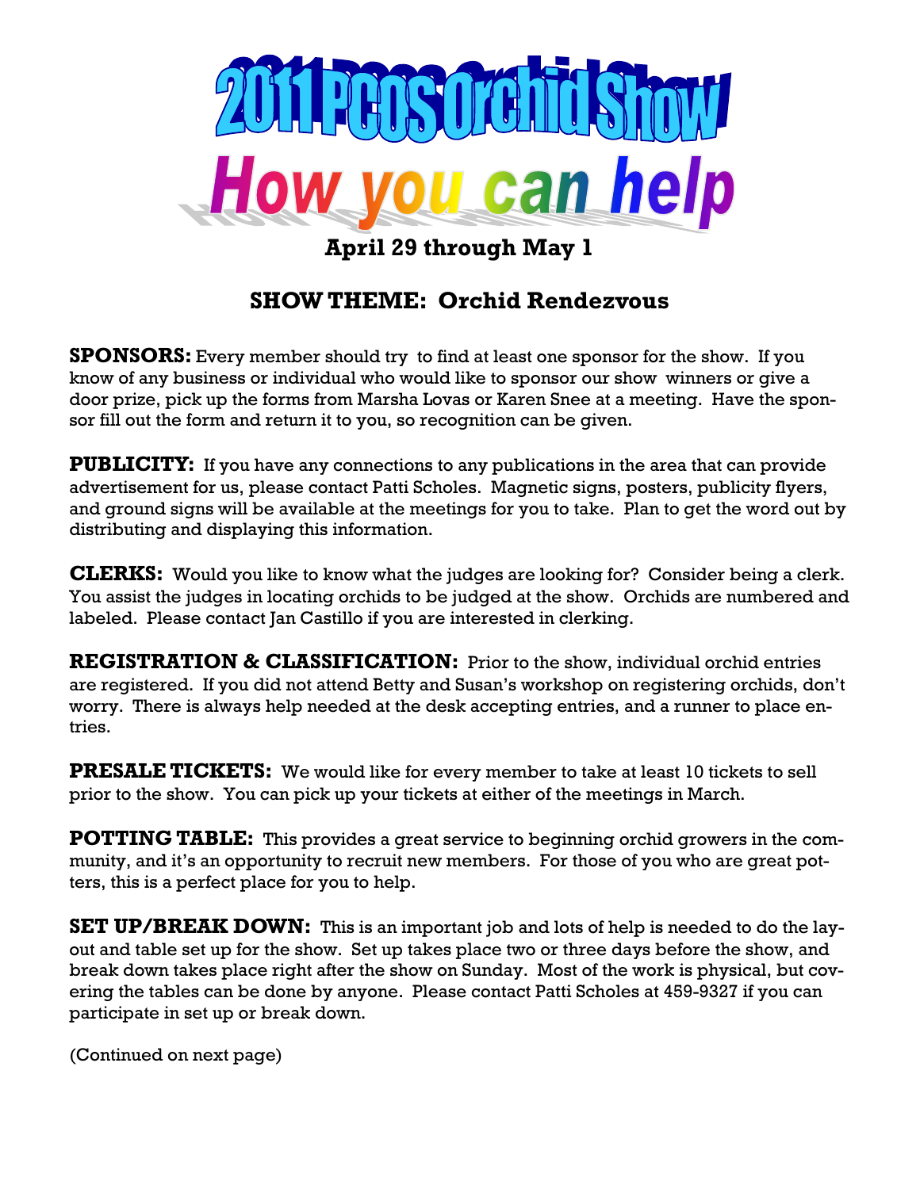# 2011 PCOS Orchid Show

# How you can help

### April 29 through May 1

## SHOW THEME: Orchid Rendezvous

**SPONSORS:** Every member should try to find at least one sponsor for the show. If you know of any business or individual who would like to sponsor our show winners or give a door prize, pick up the forms from Marsha Lovas or Karen Snee at a meeting. Have the sponsor fill out the form and return it to you, so recognition can be given.

**PUBLICITY:** If you have any connections to any publications in the area that can provide advertisement for us, please contact Patti Scholes. Magnetic signs, posters, publicity flyers, and ground signs will be available at the meetings for you to take. Plan to get the word out by distributing and displaying this information.

**CLERKS:** Would you like to know what the judges are looking for? Consider being a clerk. You assist the judges in locating orchids to be judged at the show. Orchids are numbered and labeled. Please contact Jan Castillo if you are interested in clerking.

**REGISTRATION & CLASSIFICATION:** Prior to the show, individual orchid entries are registered. If you did not attend Betty and Susan's workshop on registering orchids, don't worry. There is always help needed at the desk accepting entries, and a runner to place entries.

**PRESALE TICKETS:** We would like for every member to take at least 10 tickets to sell prior to the show. You can pick up your tickets at either of the meetings in March.

**POTTING TABLE:** This provides a great service to beginning orchid growers in the community, and it's an opportunity to recruit new members. For those of you who are great potters, this is a perfect place for you to help.

**SET UP/BREAK DOWN:** This is an important job and lots of help is needed to do the layout and table set up for the show. Set up takes place two or three days before the show, and break down takes place right after the show on Sunday. Most of the work is physical, but covering the tables can be done by anyone. Please contact Patti Scholes at 459-9327 if you can participate in set up or break down.

(Continued on next page)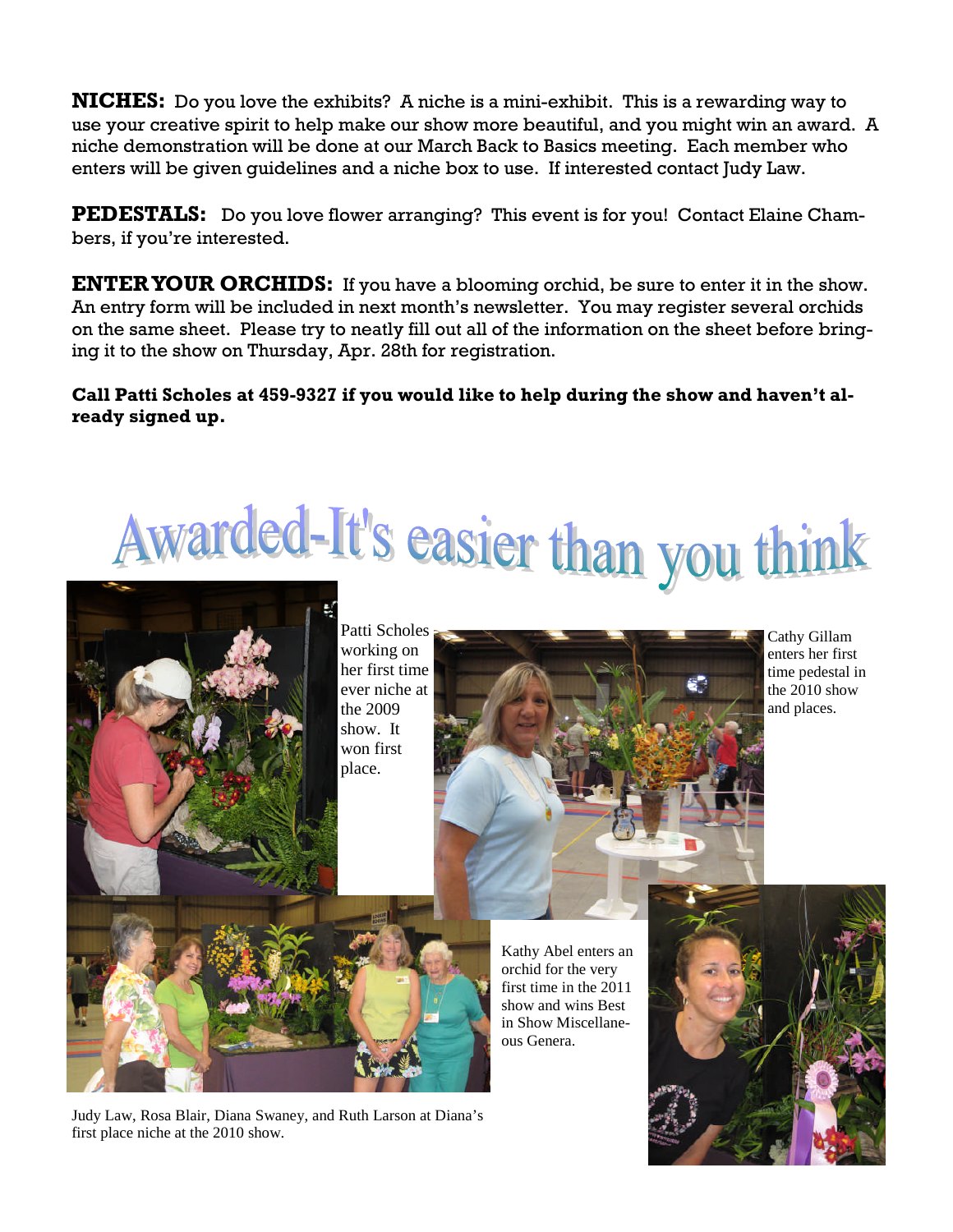**NICHES:** Do you love the exhibits? A niche is a mini-exhibit. This is a rewarding way to use your creative spirit to help make our show more beautiful, and you might win an award. A niche demonstration will be done at our March Back to Basics meeting. Each member who enters will be given guidelines and a niche box to use. If interested contact Judy Law.

**PEDESTALS:** Do you love flower arranging? This event is for you! Contact Elaine Chambers, if you're interested.

**ENTER YOUR ORCHIDS:** If you have a blooming orchid, be sure to enter it in the show. An entry form will be included in next month's newsletter. You may register several orchids on the same sheet. Please try to neatly fill out all of the information on the sheet before bringing it to the show on Thursday, Apr. 28th for registration.

**Call Patti Scholes at 459-9327 if you would like to help during the show and haven't already signed up.**

# Awarded-It's easier than you think

Patti Scholes working on her first time ever niche at the 2009 show. It won first place.

Cathy Gillam enters her first time pedestal in the 2010 show and places.

Kathy Abel enters an orchid for the very first time in the 2011 show and wins Best in Show Miscellaneous Genera.

Judy Law, Rosa Blair, Diana Swaney, and Ruth Larson at Diana's first place niche at the 2010 show.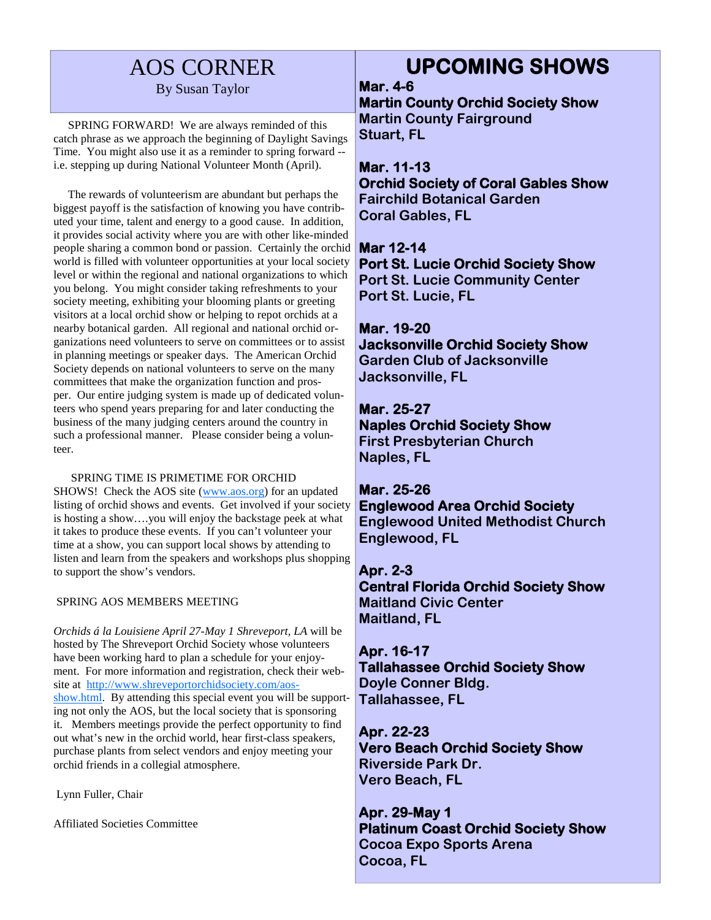# AOS CORNER

By Susan Taylor

SPRING FORWARD! We are always reminded of this catch phrase as we approach the beginning of Daylight Savings Time. You might also use it as a reminder to spring forward -- i.e. stepping up during National Volunteer Month (April).

The rewards of volunteerism are abundant but perhaps the biggest payoff is the satisfaction of knowing you have contributed your time, talent and energy to a good cause. In addition, it provides social activity where you are with other like-minded people sharing a common bond or passion. Certainly the orchid world is filled with volunteer opportunities at your local society level or within the regional and national organizations to which you belong. You might consider taking refreshments to your society meeting, exhibiting your blooming plants or greeting visitors at a local orchid show or helping to repot orchids at a nearby botanical garden. All regional and national orchid organizations need volunteers to serve on committees or to assist in planning meetings or speaker days. The American Orchid Society depends on national volunteers to serve on the many committees that make the organization function and prosper. Our entire judging system is made up of dedicated volunteers who spend years preparing for and later conducting the business of the many judging centers around the country in such a professional manner. Please consider being a volunteer.

SPRING TIME IS PRIMETIME FOR ORCHID SHOWS! Check the AOS site (www.aos.org) for an updated listing of orchid shows and events. Get involved if your society is hosting a show….you will enjoy the backstage peek at what it takes to produce these events. If you can't volunteer your time at a show, you can support local shows by attending to listen and learn from the speakers and workshops plus shopping to support the show's vendors.

SPRING AOS MEMBERS MEETING

*Orchids á la Louisiene April 27-May 1 Shreveport, LA* will be hosted by The Shreveport Orchid Society whose volunteers have been working hard to plan a schedule for your enjoyment. For more information and registration, check their website at http://www.shreveportorchidsociety.com/aos-show.html. By attending this special event you will be supporting not only the AOS, but the local society that is sponsoring it. Members meetings provide the perfect opportunity to find out what's new in the orchid world, hear first-class speakers, purchase plants from select vendors and enjoy meeting your orchid friends in a collegial atmosphere.

Lynn Fuller, Chair

Affiliated Societies Committee

# UPCOMING SHOWS

**Mar. 4-6**
**Martin County Orchid Society Show**
Martin County Fairground
Stuart, FL

**Mar. 11-13**
**Orchid Society of Coral Gables Show**
Fairchild Botanical Garden
Coral Gables, FL

**Mar 12-14**
**Port St. Lucie Orchid Society Show**
Port St. Lucie Community Center
Port St. Lucie, FL

**Mar. 19-20**
**Jacksonville Orchid Society Show**
Garden Club of Jacksonville
Jacksonville, FL

**Mar. 25-27**
**Naples Orchid Society Show**
First Presbyterian Church
Naples, FL

**Mar. 25-26**
**Englewood Area Orchid Society**
Englewood United Methodist Church
Englewood, FL

**Apr. 2-3**
**Central Florida Orchid Society Show**
Maitland Civic Center
Maitland, FL

**Apr. 16-17**
**Tallahassee Orchid Society Show**
Doyle Conner Bldg.
Tallahassee, FL

**Apr. 22-23**
**Vero Beach Orchid Society Show**
Riverside Park Dr.
Vero Beach, FL

**Apr. 29-May 1**
**Platinum Coast Orchid Society Show**
Cocoa Expo Sports Arena
Cocoa, FL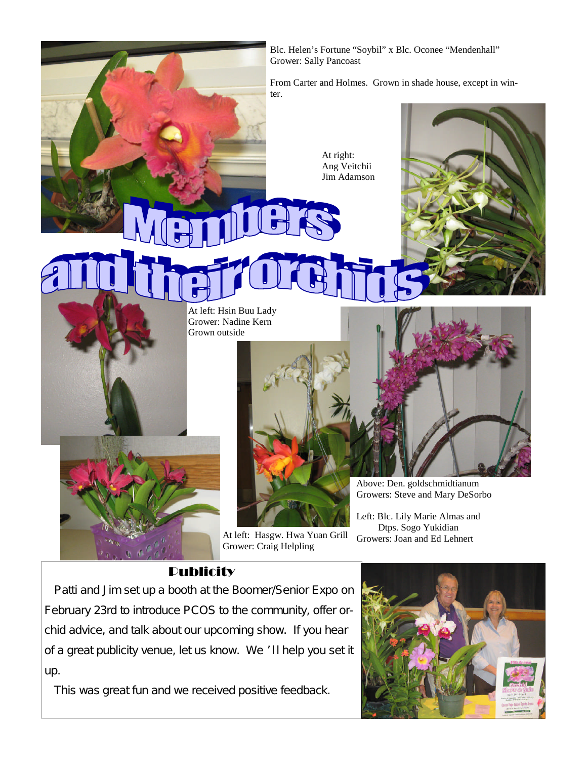# Members and their orchids

Blc. Helen's Fortune "Soybil" x Blc. Oconee "Mendenhall"
Grower: Sally Pancoast

From Carter and Holmes. Grown in shade house, except in winter.

At right:
Ang Veitchii
Jim Adamson

At left: Hsin Buu Lady
Grower: Nadine Kern
Grown outside

Above: Den. goldschmidtianum
Growers: Steve and Mary DeSorbo

Left: Blc. Lily Marie Almas and
Dtps. Sogo Yukidian
Growers: Joan and Ed Lehnert

At left: Hasgw. Hwa Yuan Grill
Grower: Craig Helpling

## Publicity

Patti and Jim set up a booth at the Boomer/Senior Expo on February 23rd to introduce PCOS to the community, offer orchid advice, and talk about our upcoming show. If you hear of a great publicity venue, let us know. We 'll help you set it up.

This was great fun and we received positive feedback.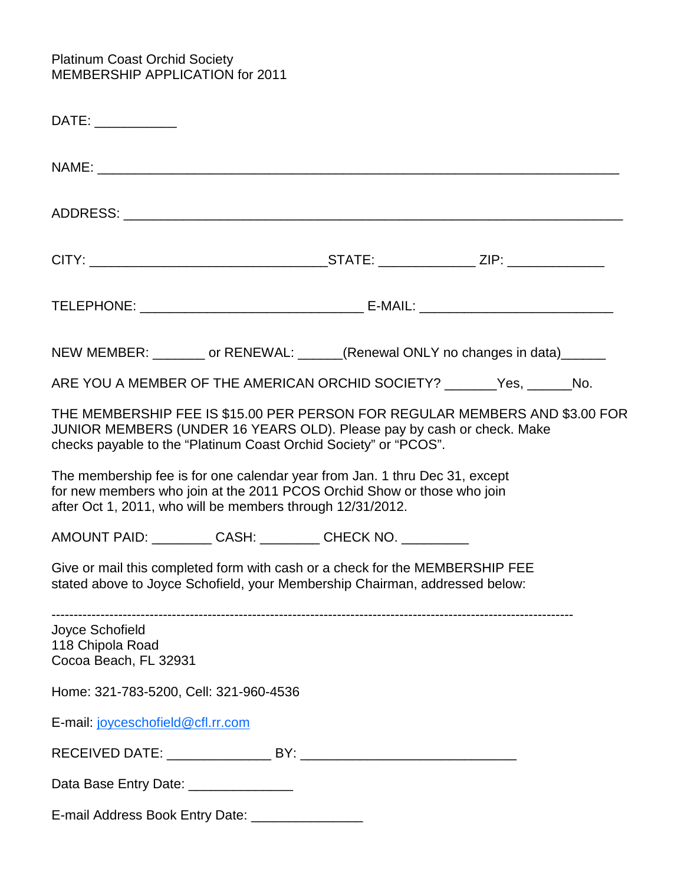Platinum Coast Orchid Society
MEMBERSHIP APPLICATION for 2011

DATE: ___________

NAME: ______________________________________________________________________

ADDRESS: ___________________________________________________________________

CITY: ________________________________STATE: _____________ ZIP: _____________

TELEPHONE: ______________________________ E-MAIL: __________________________

NEW MEMBER: _______ or RENEWAL: ______(Renewal ONLY no changes in data)______

ARE YOU A MEMBER OF THE AMERICAN ORCHID SOCIETY? _______Yes, ______No.

THE MEMBERSHIP FEE IS $15.00 PER PERSON FOR REGULAR MEMBERS AND $3.00 FOR JUNIOR MEMBERS (UNDER 16 YEARS OLD). Please pay by cash or check. Make checks payable to the "Platinum Coast Orchid Society" or "PCOS".

The membership fee is for one calendar year from Jan. 1 thru Dec 31, except for new members who join at the 2011 PCOS Orchid Show or those who join after Oct 1, 2011, who will be members through 12/31/2012.

AMOUNT PAID: ________ CASH: ________ CHECK NO. _________

Give or mail this completed form with cash or a check for the MEMBERSHIP FEE stated above to Joyce Schofield, your Membership Chairman, addressed below:

---

Joyce Schofield
118 Chipola Road
Cocoa Beach, FL 32931

Home: 321-783-5200, Cell: 321-960-4536

E-mail: joyceschofield@cfl.rr.com

RECEIVED DATE: ______________ BY: _____________________________

Data Base Entry Date: ______________

E-mail Address Book Entry Date: _______________